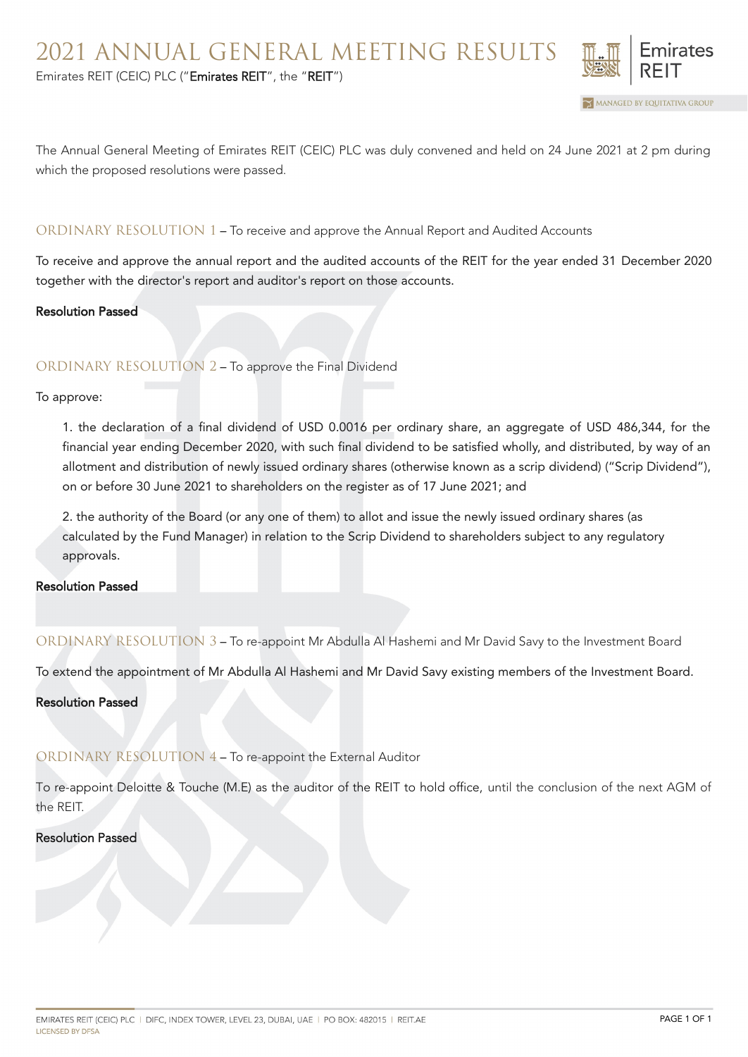# 2021 ANNUAL GENERAL MEETING RESULTS

Emirates REIT (CEIC) PLC ("**Emirates REIT**", the "**REIT**")

The Annual General Meeting of Emirates REIT (CEIC) PLC was duly convened and held on 24 June 2021 at 2 pm during which the proposed resolutions were passed.

## ORDINARY RESOLUTION 1 – To receive and approve the Annual Report and Audited Accounts

To receive and approve the annual report and the audited accounts of the REIT for the year ended 31 December 2020 together with the director's report and auditor's report on those accounts.

**Resolution Passed**

## ORDINARY RESOLUTION 2 – To approve the Final Dividend

To approve:

1. the declaration of a final dividend of USD 0.0016 per ordinary share, an aggregate of USD 486,344, for the financial year ending December 2020, with such final dividend to be satisfied wholly, and distributed, by way of an allotment and distribution of newly issued ordinary shares (otherwise known as a scrip dividend) ("Scrip Dividend"), on or before 30 June 2021 to shareholders on the register as of 17 June 2021; and

2. the authority of the Board (or any one of them) to allot and issue the newly issued ordinary shares (as calculated by the Fund Manager) in relation to the Scrip Dividend to shareholders subject to any regulatory approvals.

**Resolution Passed**

## ORDINARY RESOLUTION 3 – To re-appoint Mr Abdulla Al Hashemi and Mr David Savy to the Investment Board

To extend the appointment of Mr Abdulla Al Hashemi and Mr David Savy existing members of the Investment Board.

**Resolution Passed**

## ORDINARY RESOLUTION 4 – To re-appoint the External Auditor

To re-appoint Deloitte & Touche (M.E) as the auditor of the REIT to hold office, until the conclusion of the next AGM of the REIT.

**Resolution Passed**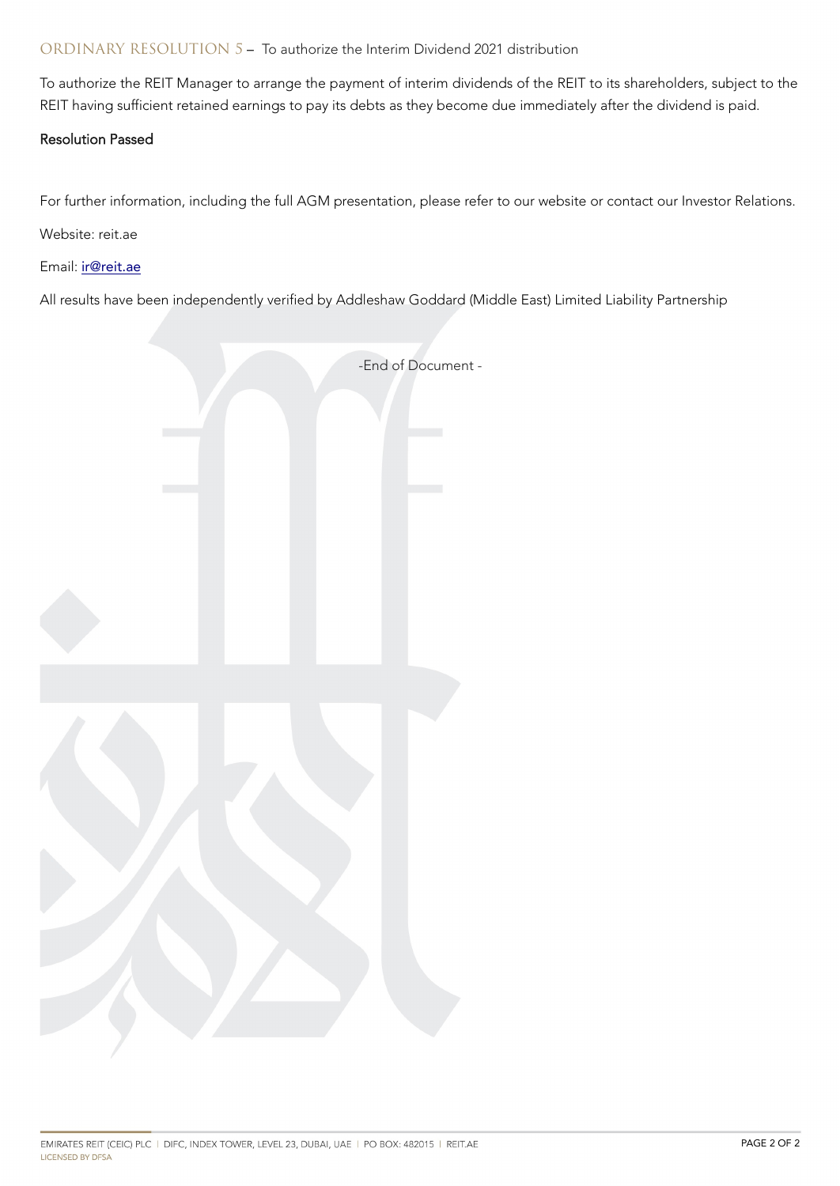## ORDINARY RESOLUTION 5 – To authorize the Interim Dividend 2021 distribution

To authorize the REIT Manager to arrange the payment of interim dividends of the REIT to its shareholders, subject to the REIT having sufficient retained earnings to pay its debts as they become due immediately after the dividend is paid.

**Resolution Passed**

For further information, including the full AGM presentation, please refer to our website or contact our Investor Relations.

Website: reit.ae

Email: ir@reit.ae

All results have been independently verified by Addleshaw Goddard (Middle East) Limited Liability Partnership

-End of Document -